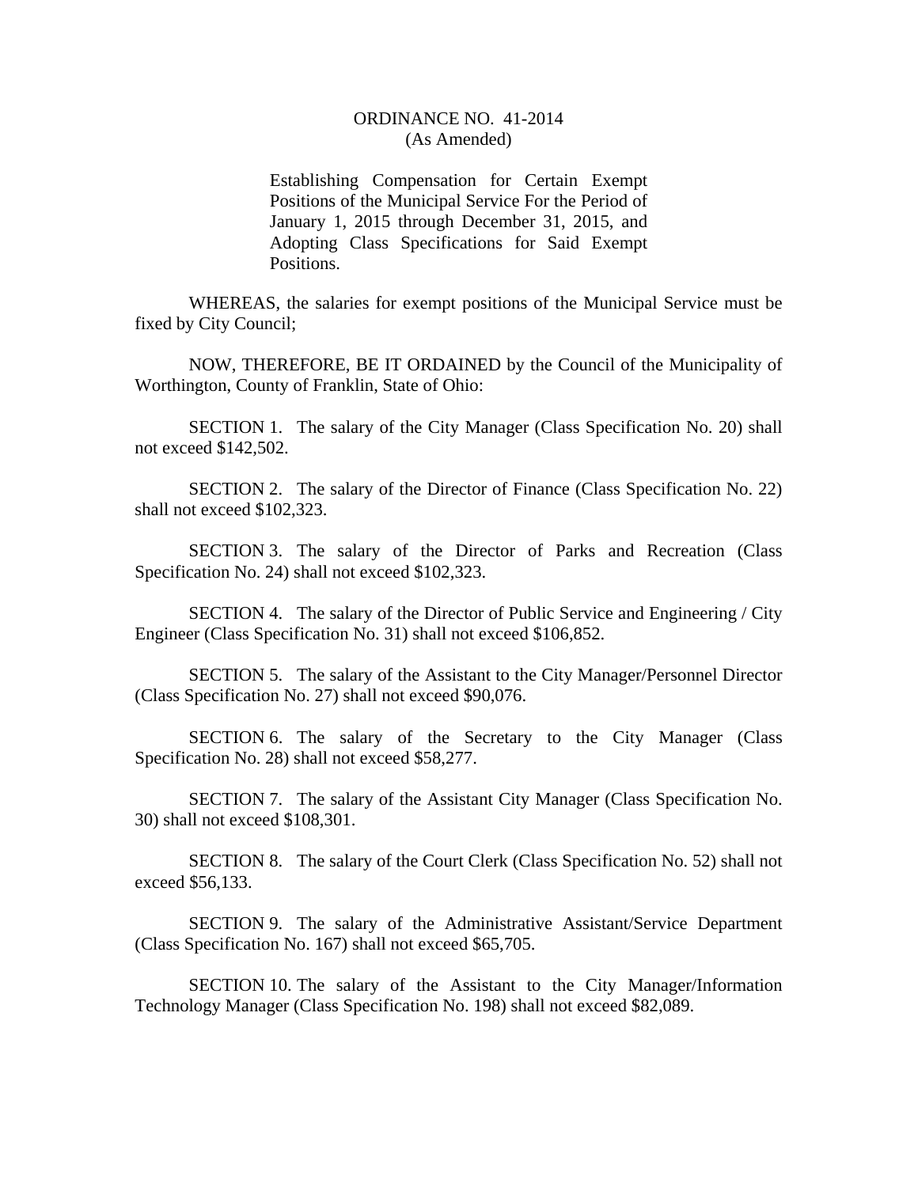ORDINANCE NO. 41-2014
(As Amended)

Establishing Compensation for Certain Exempt Positions of the Municipal Service For the Period of January 1, 2015 through December 31, 2015, and Adopting Class Specifications for Said Exempt Positions.

WHEREAS, the salaries for exempt positions of the Municipal Service must be fixed by City Council;

NOW, THEREFORE, BE IT ORDAINED by the Council of the Municipality of Worthington, County of Franklin, State of Ohio:

SECTION 1. The salary of the City Manager (Class Specification No. 20) shall not exceed $142,502.

SECTION 2. The salary of the Director of Finance (Class Specification No. 22) shall not exceed $102,323.

SECTION 3. The salary of the Director of Parks and Recreation (Class Specification No. 24) shall not exceed $102,323.

SECTION 4. The salary of the Director of Public Service and Engineering / City Engineer (Class Specification No. 31) shall not exceed $106,852.

SECTION 5. The salary of the Assistant to the City Manager/Personnel Director (Class Specification No. 27) shall not exceed $90,076.

SECTION 6. The salary of the Secretary to the City Manager (Class Specification No. 28) shall not exceed $58,277.

SECTION 7. The salary of the Assistant City Manager (Class Specification No. 30) shall not exceed $108,301.

SECTION 8. The salary of the Court Clerk (Class Specification No. 52) shall not exceed $56,133.

SECTION 9. The salary of the Administrative Assistant/Service Department (Class Specification No. 167) shall not exceed $65,705.

SECTION 10. The salary of the Assistant to the City Manager/Information Technology Manager (Class Specification No. 198) shall not exceed $82,089.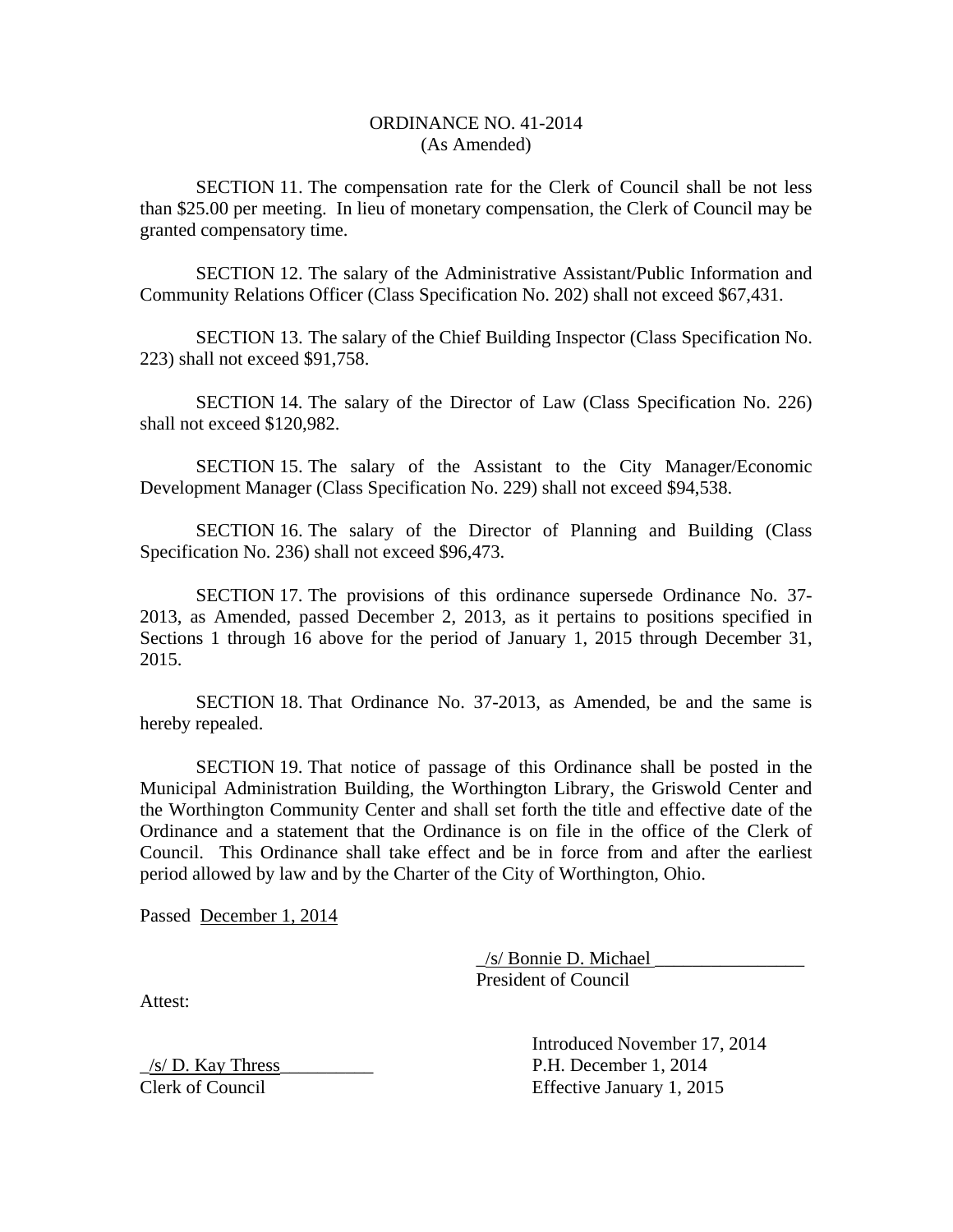ORDINANCE NO. 41-2014
(As Amended)

SECTION 11. The compensation rate for the Clerk of Council shall be not less than $25.00 per meeting. In lieu of monetary compensation, the Clerk of Council may be granted compensatory time.

SECTION 12. The salary of the Administrative Assistant/Public Information and Community Relations Officer (Class Specification No. 202) shall not exceed $67,431.

SECTION 13. The salary of the Chief Building Inspector (Class Specification No. 223) shall not exceed $91,758.

SECTION 14. The salary of the Director of Law (Class Specification No. 226) shall not exceed $120,982.

SECTION 15. The salary of the Assistant to the City Manager/Economic Development Manager (Class Specification No. 229) shall not exceed $94,538.

SECTION 16. The salary of the Director of Planning and Building (Class Specification No. 236) shall not exceed $96,473.

SECTION 17. The provisions of this ordinance supersede Ordinance No. 37-2013, as Amended, passed December 2, 2013, as it pertains to positions specified in Sections 1 through 16 above for the period of January 1, 2015 through December 31, 2015.

SECTION 18. That Ordinance No. 37-2013, as Amended, be and the same is hereby repealed.

SECTION 19. That notice of passage of this Ordinance shall be posted in the Municipal Administration Building, the Worthington Library, the Griswold Center and the Worthington Community Center and shall set forth the title and effective date of the Ordinance and a statement that the Ordinance is on file in the office of the Clerk of Council. This Ordinance shall take effect and be in force from and after the earliest period allowed by law and by the Charter of the City of Worthington, Ohio.

Passed December 1, 2014

_/s/ Bonnie D. Michael________________
President of Council

Attest:

_/s/ D. Kay Thress__________
Clerk of Council

Introduced November 17, 2014
P.H. December 1, 2014
Effective January 1, 2015